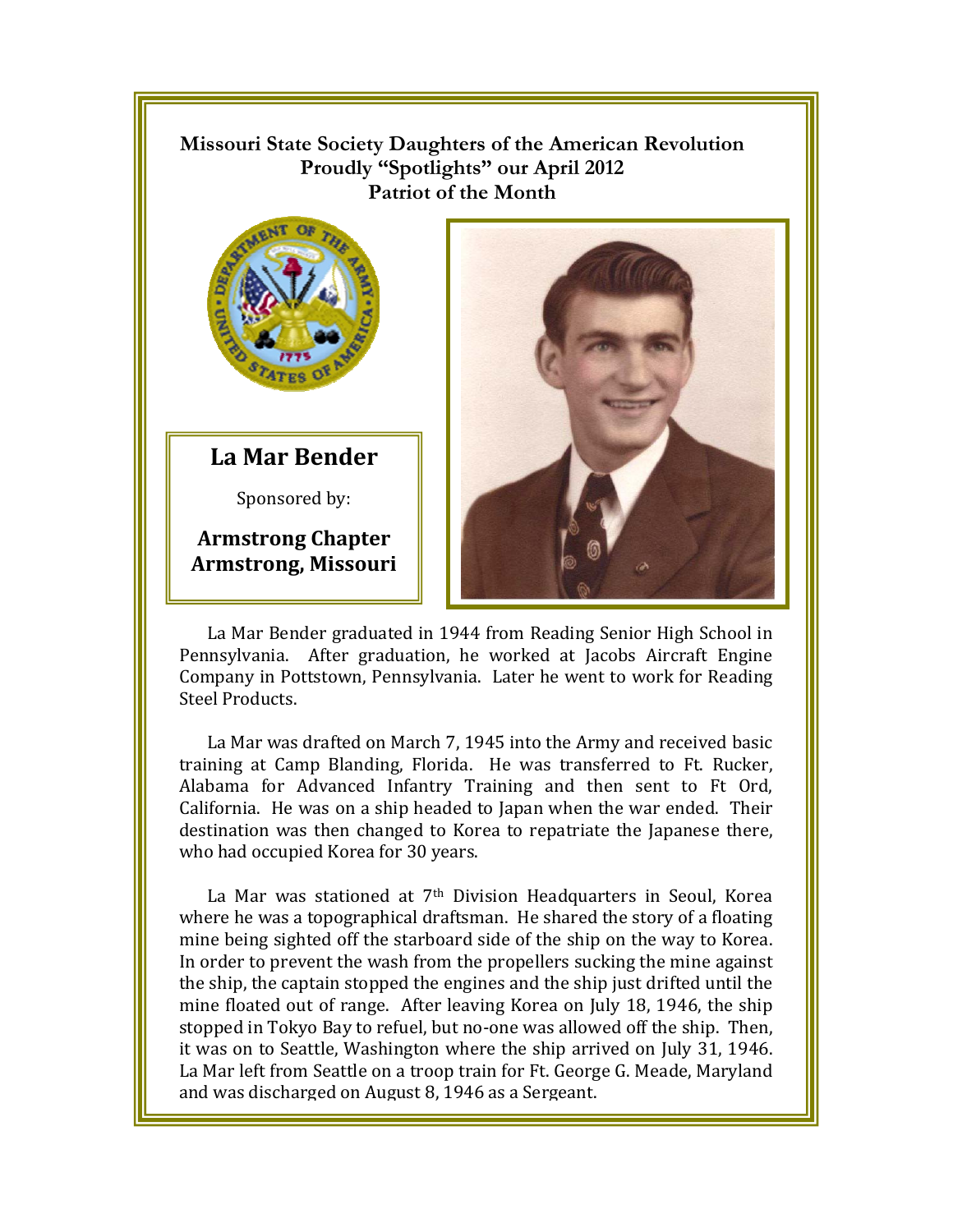**Missouri State Society Daughters of the American Revolution**
**Proudly "Spotlights" our April 2012**
**Patriot of the Month**

## La Mar Bender

Sponsored by:

**Armstrong Chapter**
**Armstrong, Missouri**

La Mar Bender graduated in 1944 from Reading Senior High School in Pennsylvania. After graduation, he worked at Jacobs Aircraft Engine Company in Pottstown, Pennsylvania. Later he went to work for Reading Steel Products.

La Mar was drafted on March 7, 1945 into the Army and received basic training at Camp Blanding, Florida. He was transferred to Ft. Rucker, Alabama for Advanced Infantry Training and then sent to Ft Ord, California. He was on a ship headed to Japan when the war ended. Their destination was then changed to Korea to repatriate the Japanese there, who had occupied Korea for 30 years.

La Mar was stationed at 7th Division Headquarters in Seoul, Korea where he was a topographical draftsman. He shared the story of a floating mine being sighted off the starboard side of the ship on the way to Korea. In order to prevent the wash from the propellers sucking the mine against the ship, the captain stopped the engines and the ship just drifted until the mine floated out of range. After leaving Korea on July 18, 1946, the ship stopped in Tokyo Bay to refuel, but no-one was allowed off the ship. Then, it was on to Seattle, Washington where the ship arrived on July 31, 1946. La Mar left from Seattle on a troop train for Ft. George G. Meade, Maryland and was discharged on August 8, 1946 as a Sergeant.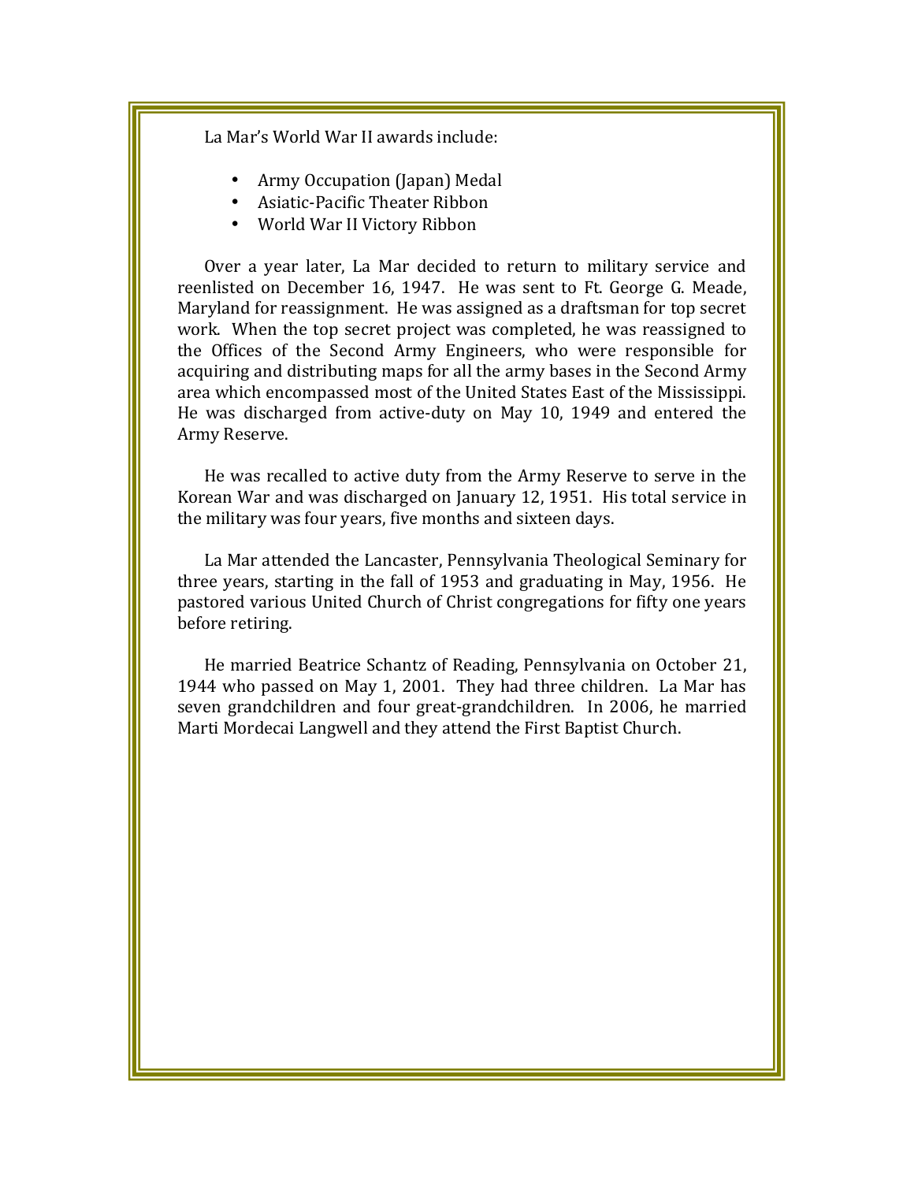La Mar's World War II awards include:

- Army Occupation (Japan) Medal
- Asiatic-Pacific Theater Ribbon
- World War II Victory Ribbon

Over a year later, La Mar decided to return to military service and reenlisted on December 16, 1947. He was sent to Ft. George G. Meade, Maryland for reassignment. He was assigned as a draftsman for top secret work. When the top secret project was completed, he was reassigned to the Offices of the Second Army Engineers, who were responsible for acquiring and distributing maps for all the army bases in the Second Army area which encompassed most of the United States East of the Mississippi. He was discharged from active-duty on May 10, 1949 and entered the Army Reserve.

He was recalled to active duty from the Army Reserve to serve in the Korean War and was discharged on January 12, 1951. His total service in the military was four years, five months and sixteen days.

La Mar attended the Lancaster, Pennsylvania Theological Seminary for three years, starting in the fall of 1953 and graduating in May, 1956. He pastored various United Church of Christ congregations for fifty one years before retiring.

He married Beatrice Schantz of Reading, Pennsylvania on October 21, 1944 who passed on May 1, 2001. They had three children. La Mar has seven grandchildren and four great-grandchildren. In 2006, he married Marti Mordecai Langwell and they attend the First Baptist Church.